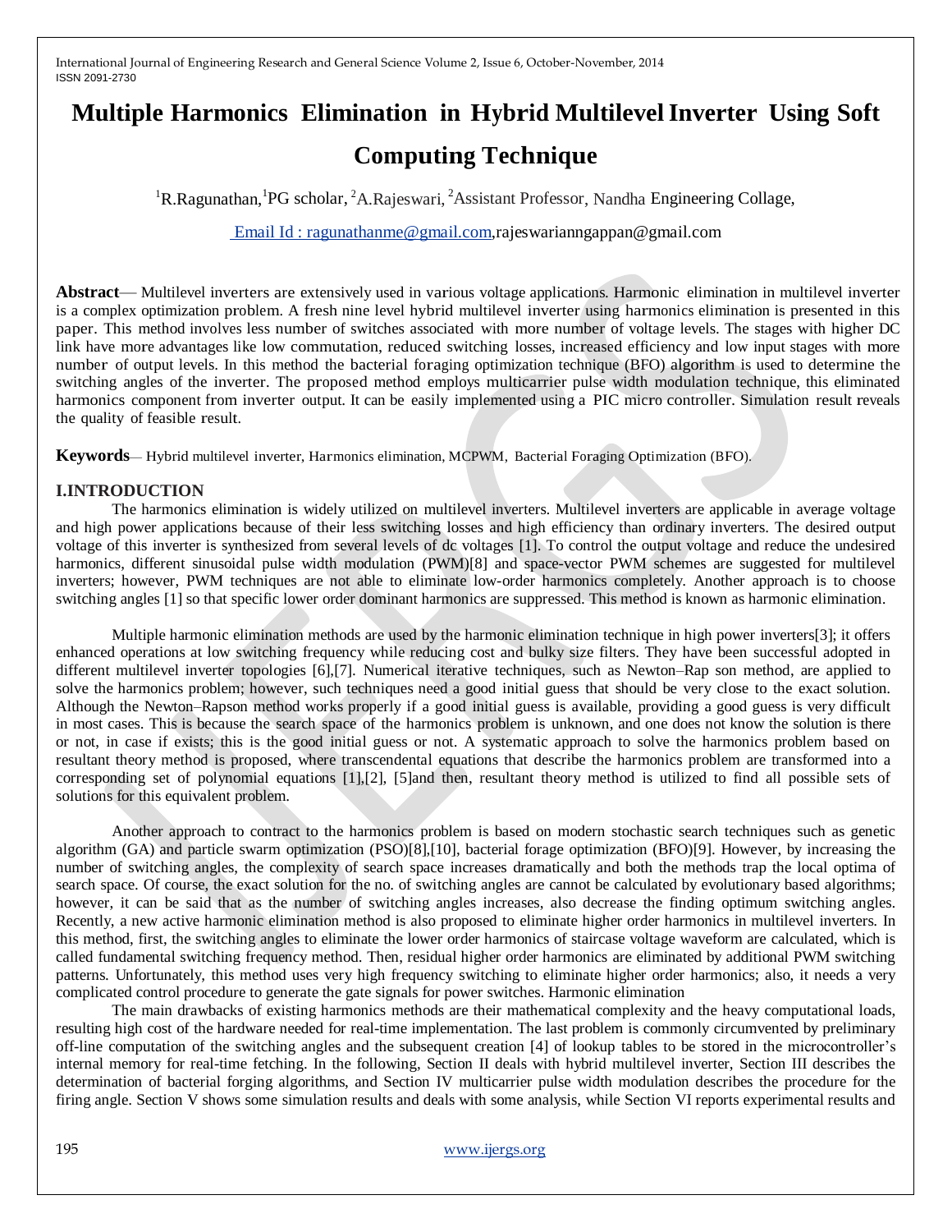# Multiple Harmonics Elimination in Hybrid Multilevel Inverter Using Soft Computing Technique

[1]R.Ragunathan,[1]PG scholar, [2]A.Rajeswari, [2]Assistant Professor, Nandha Engineering Collage,

Email Id : ragunathanme@gmail.com,rajeswarianngappan@gmail.com

**Abstract**— Multilevel inverters are extensively used in various voltage applications. Harmonic elimination in multilevel inverter is a complex optimization problem. A fresh nine level hybrid multilevel inverter using harmonics elimination is presented in this paper. This method involves less number of switches associated with more number of voltage levels. The stages with higher DC link have more advantages like low commutation, reduced switching losses, increased efficiency and low input stages with more number of output levels. In this method the bacterial foraging optimization technique (BFO) algorithm is used to determine the switching angles of the inverter. The proposed method employs multicarrier pulse width modulation technique, this eliminated harmonics component from inverter output. It can be easily implemented using a PIC micro controller. Simulation result reveals the quality of feasible result.

**Keywords**— Hybrid multilevel inverter, Harmonics elimination, MCPWM, Bacterial Foraging Optimization (BFO).

## I.INTRODUCTION

The harmonics elimination is widely utilized on multilevel inverters. Multilevel inverters are applicable in average voltage and high power applications because of their less switching losses and high efficiency than ordinary inverters. The desired output voltage of this inverter is synthesized from several levels of dc voltages [1]. To control the output voltage and reduce the undesired harmonics, different sinusoidal pulse width modulation (PWM)[8] and space-vector PWM schemes are suggested for multilevel inverters; however, PWM techniques are not able to eliminate low-order harmonics completely. Another approach is to choose switching angles [1] so that specific lower order dominant harmonics are suppressed. This method is known as harmonic elimination.

Multiple harmonic elimination methods are used by the harmonic elimination technique in high power inverters[3]; it offers enhanced operations at low switching frequency while reducing cost and bulky size filters. They have been successful adopted in different multilevel inverter topologies [6],[7]. Numerical iterative techniques, such as Newton–Rap son method, are applied to solve the harmonics problem; however, such techniques need a good initial guess that should be very close to the exact solution. Although the Newton–Rapson method works properly if a good initial guess is available, providing a good guess is very difficult in most cases. This is because the search space of the harmonics problem is unknown, and one does not know the solution is there or not, in case if exists; this is the good initial guess or not. A systematic approach to solve the harmonics problem based on resultant theory method is proposed, where transcendental equations that describe the harmonics problem are transformed into a corresponding set of polynomial equations [1],[2], [5]and then, resultant theory method is utilized to find all possible sets of solutions for this equivalent problem.

Another approach to contract to the harmonics problem is based on modern stochastic search techniques such as genetic algorithm (GA) and particle swarm optimization (PSO)[8],[10], bacterial forage optimization (BFO)[9]. However, by increasing the number of switching angles, the complexity of search space increases dramatically and both the methods trap the local optima of search space. Of course, the exact solution for the no. of switching angles are cannot be calculated by evolutionary based algorithms; however, it can be said that as the number of switching angles increases, also decrease the finding optimum switching angles. Recently, a new active harmonic elimination method is also proposed to eliminate higher order harmonics in multilevel inverters. In this method, first, the switching angles to eliminate the lower order harmonics of staircase voltage waveform are calculated, which is called fundamental switching frequency method. Then, residual higher order harmonics are eliminated by additional PWM switching patterns. Unfortunately, this method uses very high frequency switching to eliminate higher order harmonics; also, it needs a very complicated control procedure to generate the gate signals for power switches. Harmonic elimination

The main drawbacks of existing harmonics methods are their mathematical complexity and the heavy computational loads, resulting high cost of the hardware needed for real-time implementation. The last problem is commonly circumvented by preliminary off-line computation of the switching angles and the subsequent creation [4] of lookup tables to be stored in the microcontroller's internal memory for real-time fetching. In the following, Section II deals with hybrid multilevel inverter, Section III describes the determination of bacterial forging algorithms, and Section IV multicarrier pulse width modulation describes the procedure for the firing angle. Section V shows some simulation results and deals with some analysis, while Section VI reports experimental results and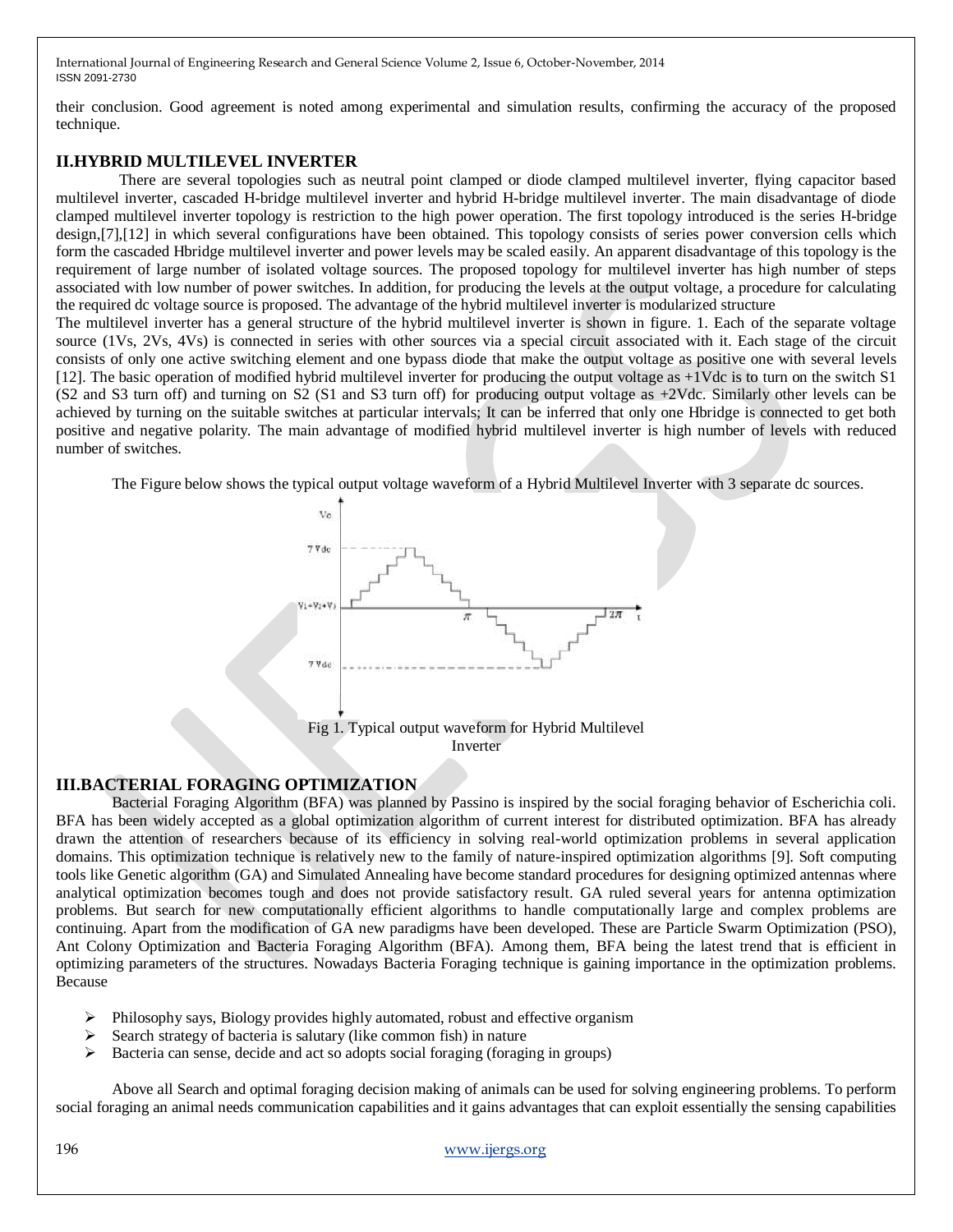their conclusion. Good agreement is noted among experimental and simulation results, confirming the accuracy of the proposed technique.

## II.HYBRID MULTILEVEL INVERTER

There are several topologies such as neutral point clamped or diode clamped multilevel inverter, flying capacitor based multilevel inverter, cascaded H-bridge multilevel inverter and hybrid H-bridge multilevel inverter. The main disadvantage of diode clamped multilevel inverter topology is restriction to the high power operation. The first topology introduced is the series H-bridge design,[7],[12] in which several configurations have been obtained. This topology consists of series power conversion cells which form the cascaded Hbridge multilevel inverter and power levels may be scaled easily. An apparent disadvantage of this topology is the requirement of large number of isolated voltage sources. The proposed topology for multilevel inverter has high number of steps associated with low number of power switches. In addition, for producing the levels at the output voltage, a procedure for calculating the required dc voltage source is proposed. The advantage of the hybrid multilevel inverter is modularized structure

The multilevel inverter has a general structure of the hybrid multilevel inverter is shown in figure. 1. Each of the separate voltage source (1Vs, 2Vs, 4Vs) is connected in series with other sources via a special circuit associated with it. Each stage of the circuit consists of only one active switching element and one bypass diode that make the output voltage as positive one with several levels [12]. The basic operation of modified hybrid multilevel inverter for producing the output voltage as +1Vdc is to turn on the switch S1 (S2 and S3 turn off) and turning on S2 (S1 and S3 turn off) for producing output voltage as +2Vdc. Similarly other levels can be achieved by turning on the suitable switches at particular intervals; It can be inferred that only one Hbridge is connected to get both positive and negative polarity. The main advantage of modified hybrid multilevel inverter is high number of levels with reduced number of switches.

The Figure below shows the typical output voltage waveform of a Hybrid Multilevel Inverter with 3 separate dc sources.

Fig 1. Typical output waveform for Hybrid Multilevel Inverter

## III.BACTERIAL FORAGING OPTIMIZATION

Bacterial Foraging Algorithm (BFA) was planned by Passino is inspired by the social foraging behavior of Escherichia coli. BFA has been widely accepted as a global optimization algorithm of current interest for distributed optimization. BFA has already drawn the attention of researchers because of its efficiency in solving real-world optimization problems in several application domains. This optimization technique is relatively new to the family of nature-inspired optimization algorithms [9]. Soft computing tools like Genetic algorithm (GA) and Simulated Annealing have become standard procedures for designing optimized antennas where analytical optimization becomes tough and does not provide satisfactory result. GA ruled several years for antenna optimization problems. But search for new computationally efficient algorithms to handle computationally large and complex problems are continuing. Apart from the modification of GA new paradigms have been developed. These are Particle Swarm Optimization (PSO), Ant Colony Optimization and Bacteria Foraging Algorithm (BFA). Among them, BFA being the latest trend that is efficient in optimizing parameters of the structures. Nowadays Bacteria Foraging technique is gaining importance in the optimization problems. Because

- Philosophy says, Biology provides highly automated, robust and effective organism
- Search strategy of bacteria is salutary (like common fish) in nature
- Bacteria can sense, decide and act so adopts social foraging (foraging in groups)

Above all Search and optimal foraging decision making of animals can be used for solving engineering problems. To perform social foraging an animal needs communication capabilities and it gains advantages that can exploit essentially the sensing capabilities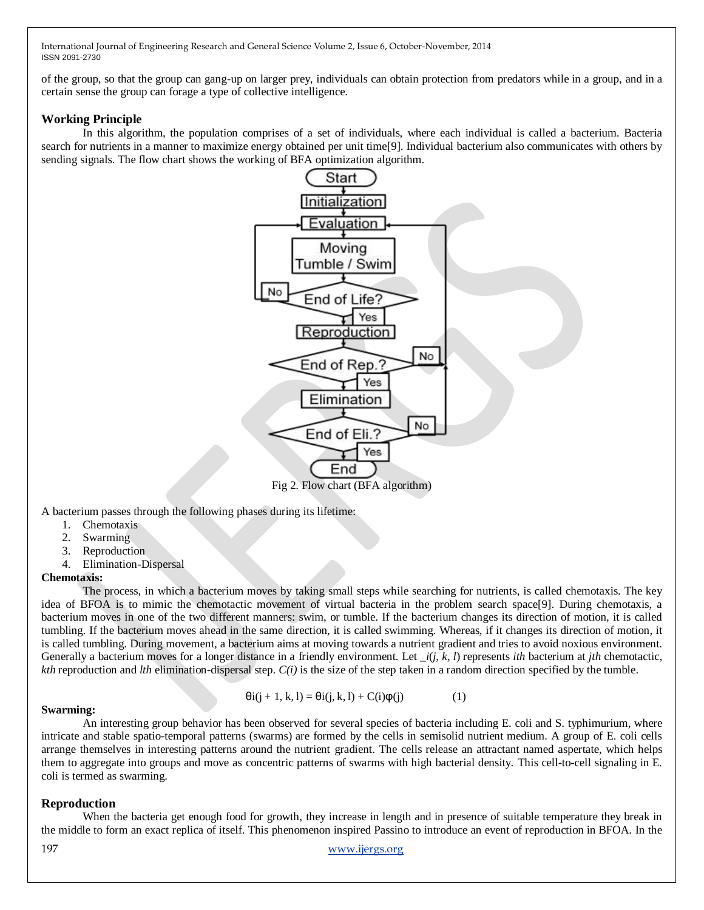of the group, so that the group can gang-up on larger prey, individuals can obtain protection from predators while in a group, and in a certain sense the group can forage a type of collective intelligence.

## Working Principle

In this algorithm, the population comprises of a set of individuals, where each individual is called a bacterium. Bacteria search for nutrients in a manner to maximize energy obtained per unit time[9]. Individual bacterium also communicates with others by sending signals. The flow chart shows the working of BFA optimization algorithm.

Fig 2. Flow chart (BFA algorithm)

A bacterium passes through the following phases during its lifetime:

1. Chemotaxis
2. Swarming
3. Reproduction
4. Elimination-Dispersal

**Chemotaxis:**

The process, in which a bacterium moves by taking small steps while searching for nutrients, is called chemotaxis. The key idea of BFOA is to mimic the chemotactic movement of virtual bacteria in the problem search space[9]. During chemotaxis, a bacterium moves in one of the two different manners: swim, or tumble. If the bacterium changes its direction of motion, it is called tumbling. If the bacterium moves ahead in the same direction, it is called swimming. Whereas, if it changes its direction of motion, it is called tumbling. During movement, a bacterium aims at moving towards a nutrient gradient and tries to avoid noxious environment. Generally a bacterium moves for a longer distance in a friendly environment. Let *_i(j, k, l)* represents *ith* bacterium at *jth* chemotactic, *kth* reproduction and *lth* elimination-dispersal step. *C(i)* is the size of the step taken in a random direction specified by the tumble.

$$\theta i(j + 1, k, l) = \theta i(j, k, l) + C(i)\varphi(j) \qquad (1)$$

**Swarming:**

An interesting group behavior has been observed for several species of bacteria including E. coli and S. typhimurium, where intricate and stable spatio-temporal patterns (swarms) are formed by the cells in semisolid nutrient medium. A group of E. coli cells arrange themselves in interesting patterns around the nutrient gradient. The cells release an attractant named aspertate, which helps them to aggregate into groups and move as concentric patterns of swarms with high bacterial density. This cell-to-cell signaling in E. coli is termed as swarming.

## Reproduction

When the bacteria get enough food for growth, they increase in length and in presence of suitable temperature they break in the middle to form an exact replica of itself. This phenomenon inspired Passino to introduce an event of reproduction in BFOA. In the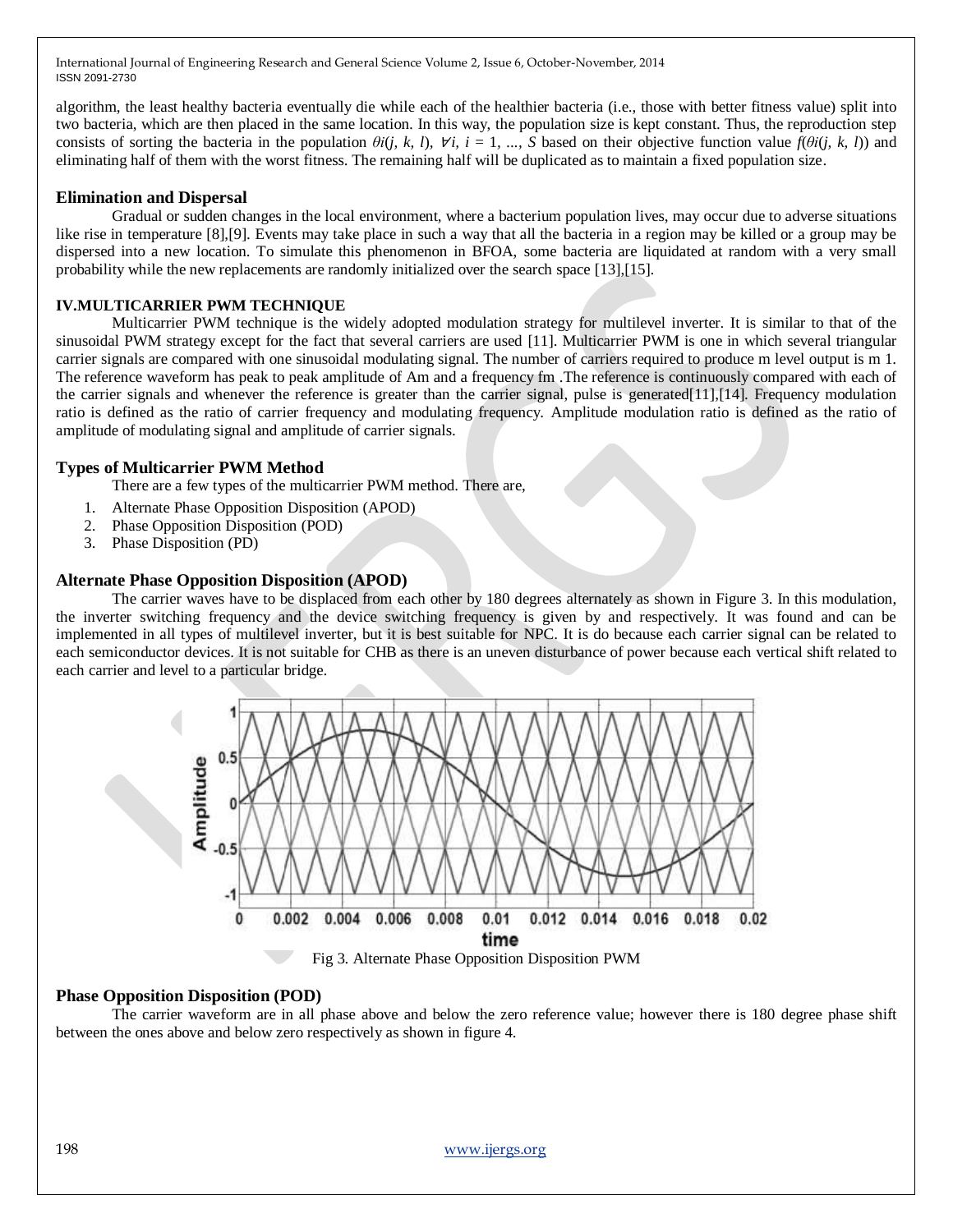algorithm, the least healthy bacteria eventually die while each of the healthier bacteria (i.e., those with better fitness value) split into two bacteria, which are then placed in the same location. In this way, the population size is kept constant. Thus, the reproduction step consists of sorting the bacteria in the population $\theta i(j, k, l)$, $\forall i$, $i = 1, ..., S$ based on their objective function value $f(\theta i(j, k, l))$ and eliminating half of them with the worst fitness. The remaining half will be duplicated as to maintain a fixed population size.

### Elimination and Dispersal

Gradual or sudden changes in the local environment, where a bacterium population lives, may occur due to adverse situations like rise in temperature [8],[9]. Events may take place in such a way that all the bacteria in a region may be killed or a group may be dispersed into a new location. To simulate this phenomenon in BFOA, some bacteria are liquidated at random with a very small probability while the new replacements are randomly initialized over the search space [13],[15].

## IV.MULTICARRIER PWM TECHNIQUE

Multicarrier PWM technique is the widely adopted modulation strategy for multilevel inverter. It is similar to that of the sinusoidal PWM strategy except for the fact that several carriers are used [11]. Multicarrier PWM is one in which several triangular carrier signals are compared with one sinusoidal modulating signal. The number of carriers required to produce m level output is m 1. The reference waveform has peak to peak amplitude of Am and a frequency fm .The reference is continuously compared with each of the carrier signals and whenever the reference is greater than the carrier signal, pulse is generated[11],[14]. Frequency modulation ratio is defined as the ratio of carrier frequency and modulating frequency. Amplitude modulation ratio is defined as the ratio of amplitude of modulating signal and amplitude of carrier signals.

### Types of Multicarrier PWM Method

There are a few types of the multicarrier PWM method. There are,

1. Alternate Phase Opposition Disposition (APOD)
2. Phase Opposition Disposition (POD)
3. Phase Disposition (PD)

### Alternate Phase Opposition Disposition (APOD)

The carrier waves have to be displaced from each other by 180 degrees alternately as shown in Figure 3. In this modulation, the inverter switching frequency and the device switching frequency is given by and respectively. It was found and can be implemented in all types of multilevel inverter, but it is best suitable for NPC. It is do because each carrier signal can be related to each semiconductor devices. It is not suitable for CHB as there is an uneven disturbance of power because each vertical shift related to each carrier and level to a particular bridge.

Fig 3. Alternate Phase Opposition Disposition PWM

### Phase Opposition Disposition (POD)

The carrier waveform are in all phase above and below the zero reference value; however there is 180 degree phase shift between the ones above and below zero respectively as shown in figure 4.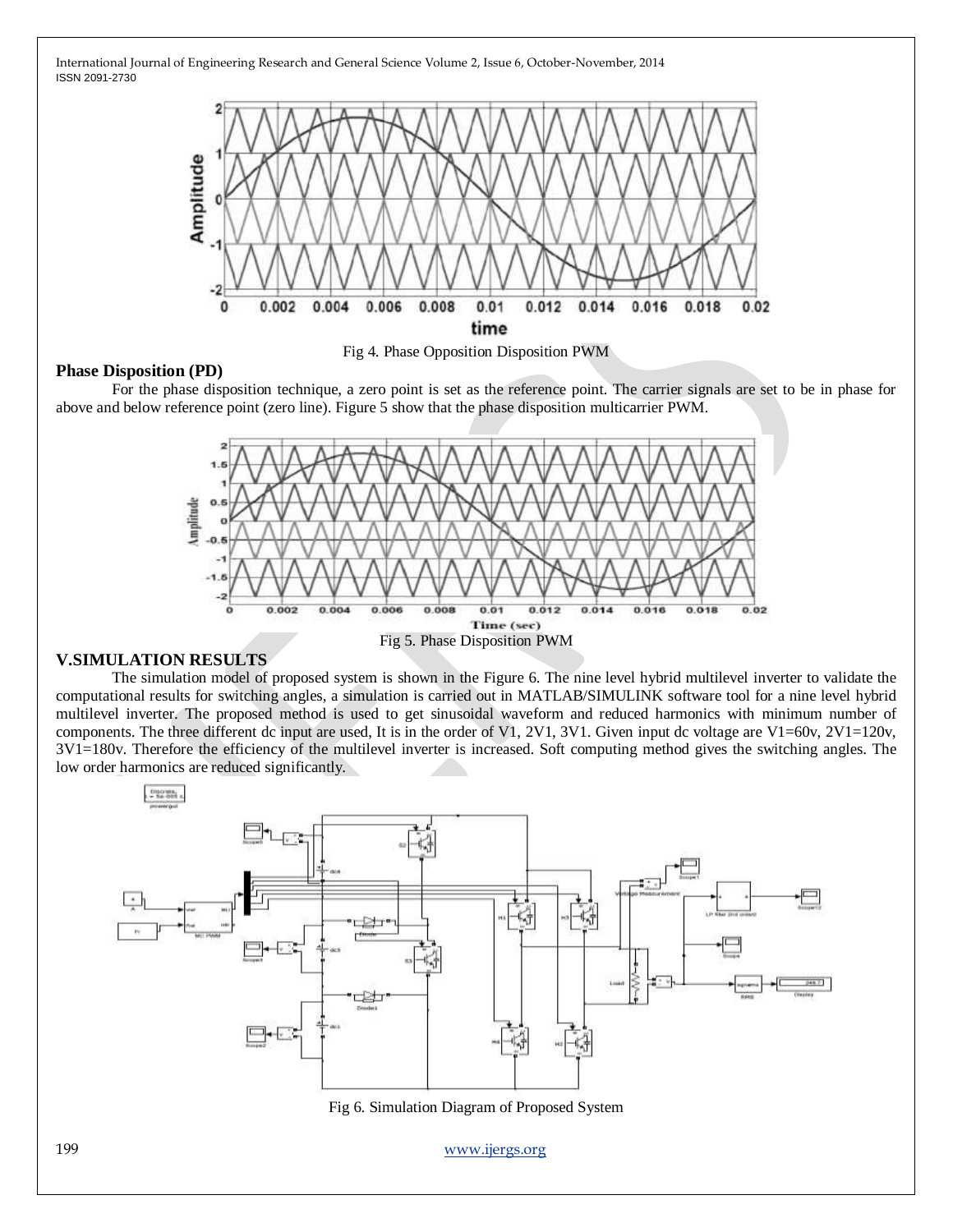Fig 4. Phase Opposition Disposition PWM

**Phase Disposition (PD)**

For the phase disposition technique, a zero point is set as the reference point. The carrier signals are set to be in phase for above and below reference point (zero line). Figure 5 show that the phase disposition multicarrier PWM.

Fig 5. Phase Disposition PWM

## V.SIMULATION RESULTS

The simulation model of proposed system is shown in the Figure 6. The nine level hybrid multilevel inverter to validate the computational results for switching angles, a simulation is carried out in MATLAB/SIMULINK software tool for a nine level hybrid multilevel inverter. The proposed method is used to get sinusoidal waveform and reduced harmonics with minimum number of components. The three different dc input are used, It is in the order of V1, 2V1, 3V1. Given input dc voltage are V1=60v, 2V1=120v, 3V1=180v. Therefore the efficiency of the multilevel inverter is increased. Soft computing method gives the switching angles. The low order harmonics are reduced significantly.

Fig 6. Simulation Diagram of Proposed System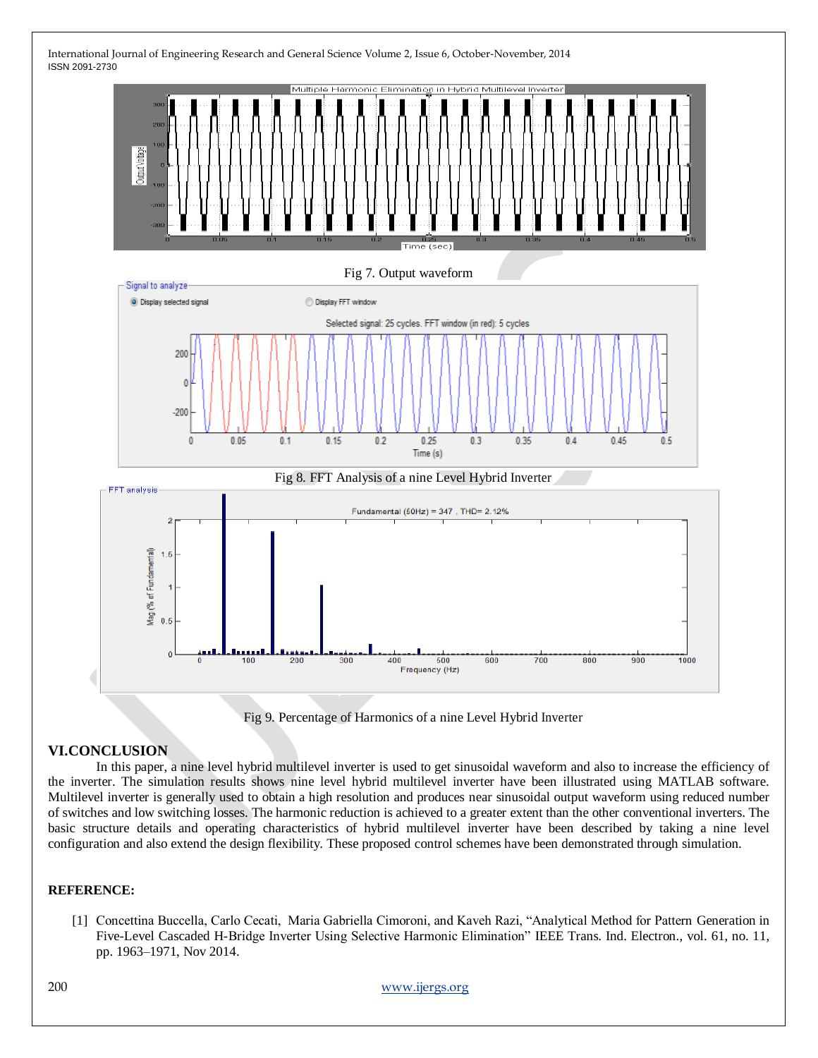Fig 7. Output waveform

Fig 8. FFT Analysis of a nine Level Hybrid Inverter

Fig 9. Percentage of Harmonics of a nine Level Hybrid Inverter

## VI.CONCLUSION

In this paper, a nine level hybrid multilevel inverter is used to get sinusoidal waveform and also to increase the efficiency of the inverter. The simulation results shows nine level hybrid multilevel inverter have been illustrated using MATLAB software. Multilevel inverter is generally used to obtain a high resolution and produces near sinusoidal output waveform using reduced number of switches and low switching losses. The harmonic reduction is achieved to a greater extent than the other conventional inverters. The basic structure details and operating characteristics of hybrid multilevel inverter have been described by taking a nine level configuration and also extend the design flexibility. These proposed control schemes have been demonstrated through simulation.

## REFERENCE:

[1] Concettina Buccella, Carlo Cecati, Maria Gabriella Cimoroni, and Kaveh Razi, "Analytical Method for Pattern Generation in Five-Level Cascaded H-Bridge Inverter Using Selective Harmonic Elimination" IEEE Trans. Ind. Electron., vol. 61, no. 11, pp. 1963–1971, Nov 2014.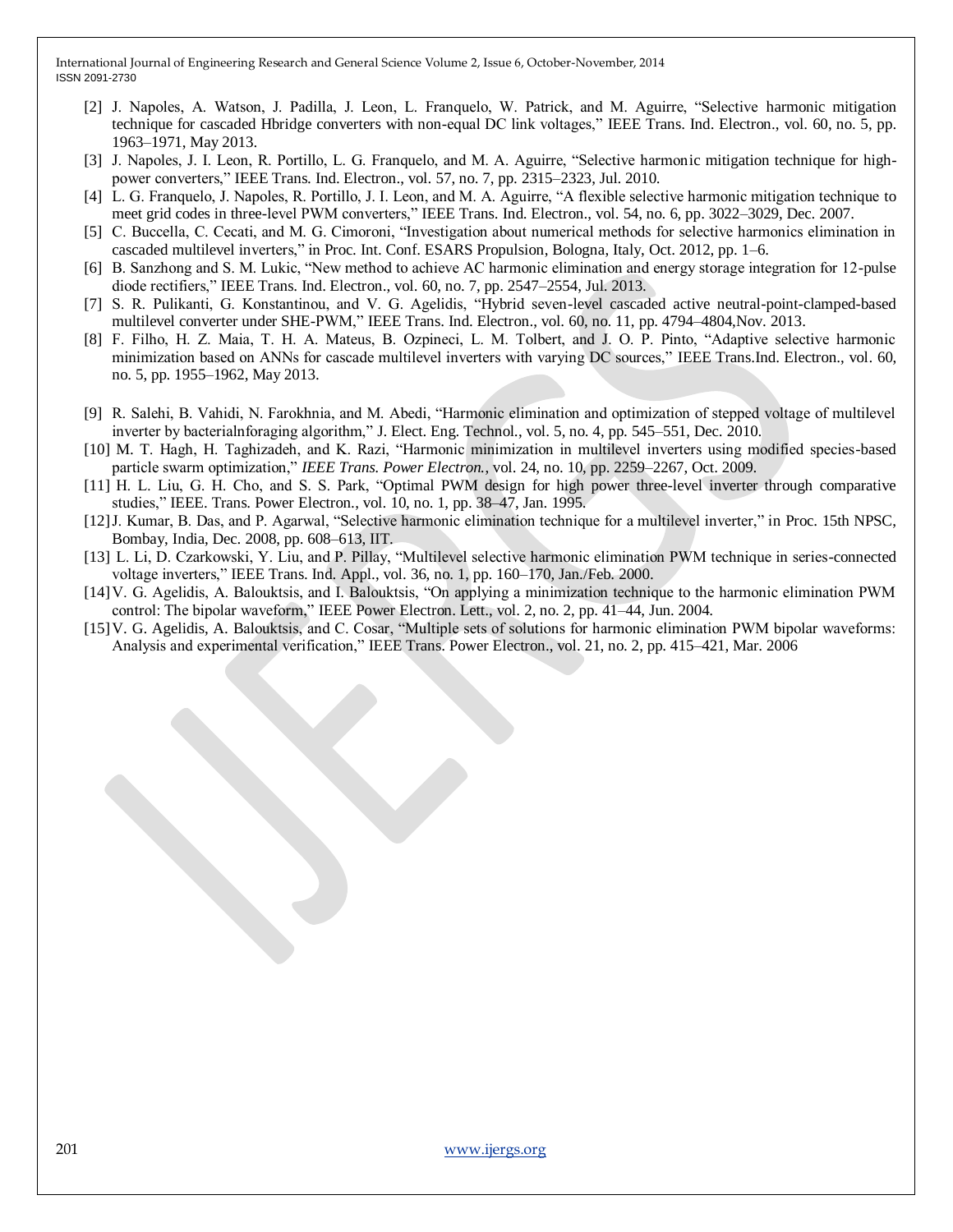[2] J. Napoles, A. Watson, J. Padilla, J. Leon, L. Franquelo, W. Patrick, and M. Aguirre, "Selective harmonic mitigation technique for cascaded Hbridge converters with non-equal DC link voltages," IEEE Trans. Ind. Electron., vol. 60, no. 5, pp. 1963–1971, May 2013.

[3] J. Napoles, J. I. Leon, R. Portillo, L. G. Franquelo, and M. A. Aguirre, "Selective harmonic mitigation technique for high-power converters," IEEE Trans. Ind. Electron., vol. 57, no. 7, pp. 2315–2323, Jul. 2010.

[4] L. G. Franquelo, J. Napoles, R. Portillo, J. I. Leon, and M. A. Aguirre, "A flexible selective harmonic mitigation technique to meet grid codes in three-level PWM converters," IEEE Trans. Ind. Electron., vol. 54, no. 6, pp. 3022–3029, Dec. 2007.

[5] C. Buccella, C. Cecati, and M. G. Cimoroni, "Investigation about numerical methods for selective harmonics elimination in cascaded multilevel inverters," in Proc. Int. Conf. ESARS Propulsion, Bologna, Italy, Oct. 2012, pp. 1–6.

[6] B. Sanzhong and S. M. Lukic, "New method to achieve AC harmonic elimination and energy storage integration for 12-pulse diode rectifiers," IEEE Trans. Ind. Electron., vol. 60, no. 7, pp. 2547–2554, Jul. 2013.

[7] S. R. Pulikanti, G. Konstantinou, and V. G. Agelidis, "Hybrid seven-level cascaded active neutral-point-clamped-based multilevel converter under SHE-PWM," IEEE Trans. Ind. Electron., vol. 60, no. 11, pp. 4794–4804,Nov. 2013.

[8] F. Filho, H. Z. Maia, T. H. A. Mateus, B. Ozpineci, L. M. Tolbert, and J. O. P. Pinto, "Adaptive selective harmonic minimization based on ANNs for cascade multilevel inverters with varying DC sources," IEEE Trans.Ind. Electron., vol. 60, no. 5, pp. 1955–1962, May 2013.

[9] R. Salehi, B. Vahidi, N. Farokhnia, and M. Abedi, "Harmonic elimination and optimization of stepped voltage of multilevel inverter by bacterialnforaging algorithm," J. Elect. Eng. Technol., vol. 5, no. 4, pp. 545–551, Dec. 2010.

[10] M. T. Hagh, H. Taghizadeh, and K. Razi, "Harmonic minimization in multilevel inverters using modified species-based particle swarm optimization," *IEEE Trans. Power Electron.*, vol. 24, no. 10, pp. 2259–2267, Oct. 2009.

[11] H. L. Liu, G. H. Cho, and S. S. Park, "Optimal PWM design for high power three-level inverter through comparative studies," IEEE. Trans. Power Electron., vol. 10, no. 1, pp. 38–47, Jan. 1995.

[12] J. Kumar, B. Das, and P. Agarwal, "Selective harmonic elimination technique for a multilevel inverter," in Proc. 15th NPSC, Bombay, India, Dec. 2008, pp. 608–613, IIT.

[13] L. Li, D. Czarkowski, Y. Liu, and P. Pillay, "Multilevel selective harmonic elimination PWM technique in series-connected voltage inverters," IEEE Trans. Ind. Appl., vol. 36, no. 1, pp. 160–170, Jan./Feb. 2000.

[14] V. G. Agelidis, A. Balouktsis, and I. Balouktsis, "On applying a minimization technique to the harmonic elimination PWM control: The bipolar waveform," IEEE Power Electron. Lett., vol. 2, no. 2, pp. 41–44, Jun. 2004.

[15] V. G. Agelidis, A. Balouktsis, and C. Cosar, "Multiple sets of solutions for harmonic elimination PWM bipolar waveforms: Analysis and experimental verification," IEEE Trans. Power Electron., vol. 21, no. 2, pp. 415–421, Mar. 2006